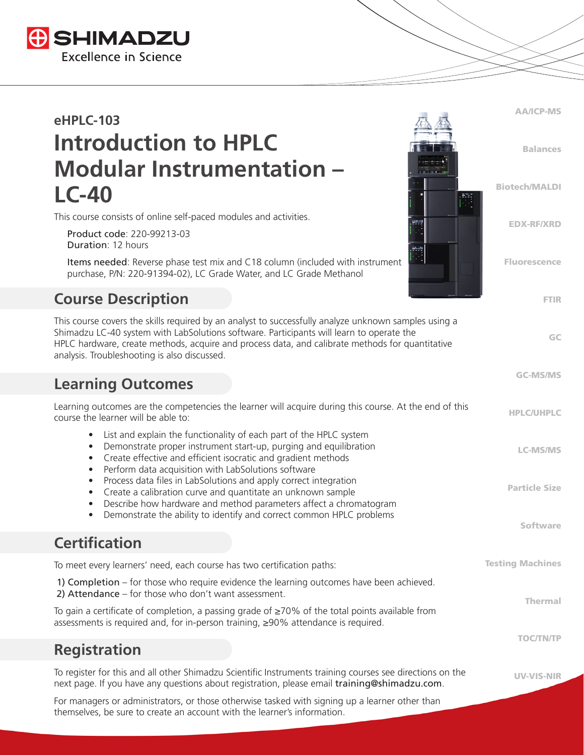# eHPLC-103

# Introduction to HPLC Modular Instrumentation – LC-40

This course consists of online self-paced modules and activities.

Product code: 220-99213-03
Duration: 12 hours

Items needed: Reverse phase test mix and C18 column (included with instrument purchase, P/N: 220-91394-02), LC Grade Water, and LC Grade Methanol

## Course Description

This course covers the skills required by an analyst to successfully analyze unknown samples using a Shimadzu LC-40 system with LabSolutions software. Participants will learn to operate the HPLC hardware, create methods, acquire and process data, and calibrate methods for quantitative analysis. Troubleshooting is also discussed.

## Learning Outcomes

Learning outcomes are the competencies the learner will acquire during this course. At the end of this course the learner will be able to:

- List and explain the functionality of each part of the HPLC system
- Demonstrate proper instrument start-up, purging and equilibration
- Create effective and efficient isocratic and gradient methods
- Perform data acquisition with LabSolutions software
- Process data files in LabSolutions and apply correct integration
- Create a calibration curve and quantitate an unknown sample
- Describe how hardware and method parameters affect a chromatogram
- Demonstrate the ability to identify and correct common HPLC problems

## Certification

To meet every learners' need, each course has two certification paths:

1) Completion – for those who require evidence the learning outcomes have been achieved.
2) Attendance – for those who don't want assessment.

To gain a certificate of completion, a passing grade of ≥70% of the total points available from assessments is required and, for in-person training, ≥90% attendance is required.

## Registration

To register for this and all other Shimadzu Scientific Instruments training courses see directions on the next page. If you have any questions about registration, please email training@shimadzu.com.

For managers or administrators, or those otherwise tasked with signing up a learner other than themselves, be sure to create an account with the learner's information.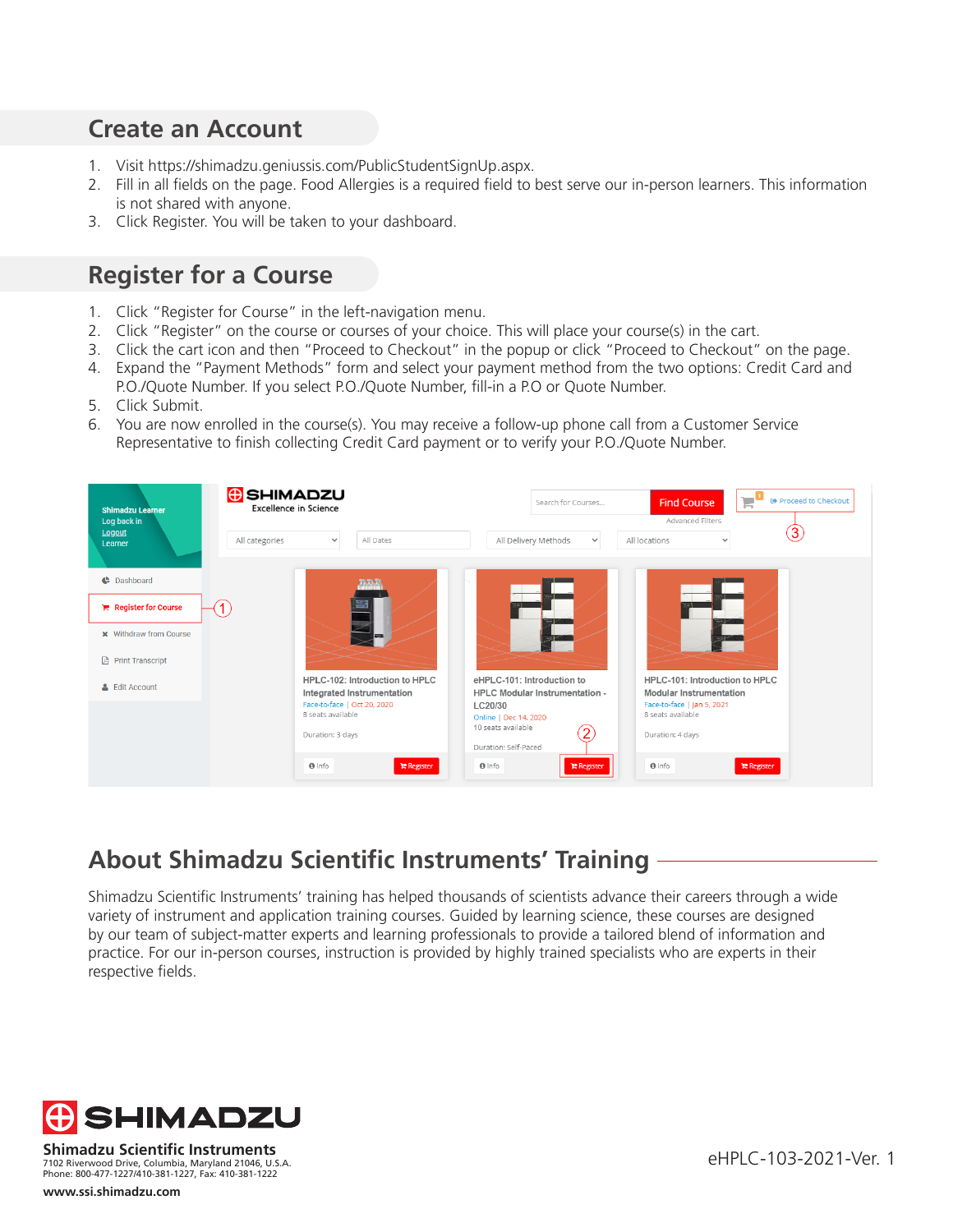## Create an Account

1. Visit https://shimadzu.geniussis.com/PublicStudentSignUp.aspx.
2. Fill in all fields on the page. Food Allergies is a required field to best serve our in-person learners. This information is not shared with anyone.
3. Click Register. You will be taken to your dashboard.

## Register for a Course

1. Click "Register for Course" in the left-navigation menu.
2. Click "Register" on the course or courses of your choice. This will place your course(s) in the cart.
3. Click the cart icon and then "Proceed to Checkout" in the popup or click "Proceed to Checkout" on the page.
4. Expand the "Payment Methods" form and select your payment method from the two options: Credit Card and P.O./Quote Number. If you select P.O./Quote Number, fill-in a P.O or Quote Number.
5. Click Submit.
6. You are now enrolled in the course(s). You may receive a follow-up phone call from a Customer Service Representative to finish collecting Credit Card payment or to verify your P.O./Quote Number.

## About Shimadzu Scientific Instruments' Training

Shimadzu Scientific Instruments' training has helped thousands of scientists advance their careers through a wide variety of instrument and application training courses. Guided by learning science, these courses are designed by our team of subject-matter experts and learning professionals to provide a tailored blend of information and practice. For our in-person courses, instruction is provided by highly trained specialists who are experts in their respective fields.

**Shimadzu Scientific Instruments**
7102 Riverwood Drive, Columbia, Maryland 21046, U.S.A.
Phone: 800-477-1227/410-381-1227, Fax: 410-381-1222

**www.ssi.shimadzu.com**

eHPLC-103-2021-Ver. 1